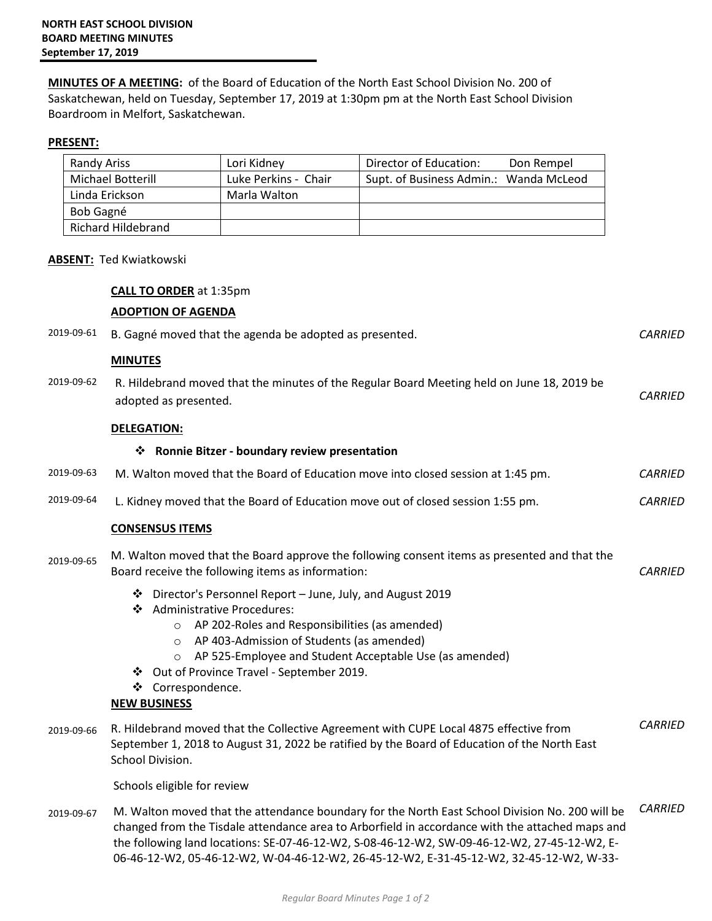**NORTH EAST SCHOOL DIVISION**
**BOARD MEETING MINUTES**
**September 17, 2019**

**MINUTES OF A MEETING:** of the Board of Education of the North East School Division No. 200 of Saskatchewan, held on Tuesday, September 17, 2019 at 1:30pm pm at the North East School Division Boardroom in Melfort, Saskatchewan.

**PRESENT:**

| | | |
|---|---|---|
| Randy Ariss | Lori Kidney | Director of Education: Don Rempel |
| Michael Botterill | Luke Perkins - Chair | Supt. of Business Admin.: Wanda McLeod |
| Linda Erickson | Marla Walton | |
| Bob Gagné | | |
| Richard Hildebrand | | |

**ABSENT:** Ted Kwiatkowski

**CALL TO ORDER** at 1:35pm

**ADOPTION OF AGENDA**

2019-09-61 B. Gagné moved that the agenda be adopted as presented. *CARRIED*

**MINUTES**

2019-09-62 R. Hildebrand moved that the minutes of the Regular Board Meeting held on June 18, 2019 be adopted as presented. *CARRIED*

**DELEGATION:**

- **Ronnie Bitzer - boundary review presentation**

2019-09-63 M. Walton moved that the Board of Education move into closed session at 1:45 pm. *CARRIED*

2019-09-64 L. Kidney moved that the Board of Education move out of closed session 1:55 pm. *CARRIED*

**CONSENSUS ITEMS**

2019-09-65 M. Walton moved that the Board approve the following consent items as presented and that the Board receive the following items as information: *CARRIED*

- Director's Personnel Report – June, July, and August 2019
- Administrative Procedures:
  - AP 202-Roles and Responsibilities (as amended)
  - AP 403-Admission of Students (as amended)
  - AP 525-Employee and Student Acceptable Use (as amended)
- Out of Province Travel - September 2019.
- Correspondence.

**NEW BUSINESS**

2019-09-66 R. Hildebrand moved that the Collective Agreement with CUPE Local 4875 effective from September 1, 2018 to August 31, 2022 be ratified by the Board of Education of the North East School Division. *CARRIED*

Schools eligible for review

2019-09-67 M. Walton moved that the attendance boundary for the North East School Division No. 200 will be changed from the Tisdale attendance area to Arborfield in accordance with the attached maps and the following land locations: SE-07-46-12-W2, S-08-46-12-W2, SW-09-46-12-W2, 27-45-12-W2, E-06-46-12-W2, 05-46-12-W2, W-04-46-12-W2, 26-45-12-W2, E-31-45-12-W2, 32-45-12-W2, W-33- *CARRIED*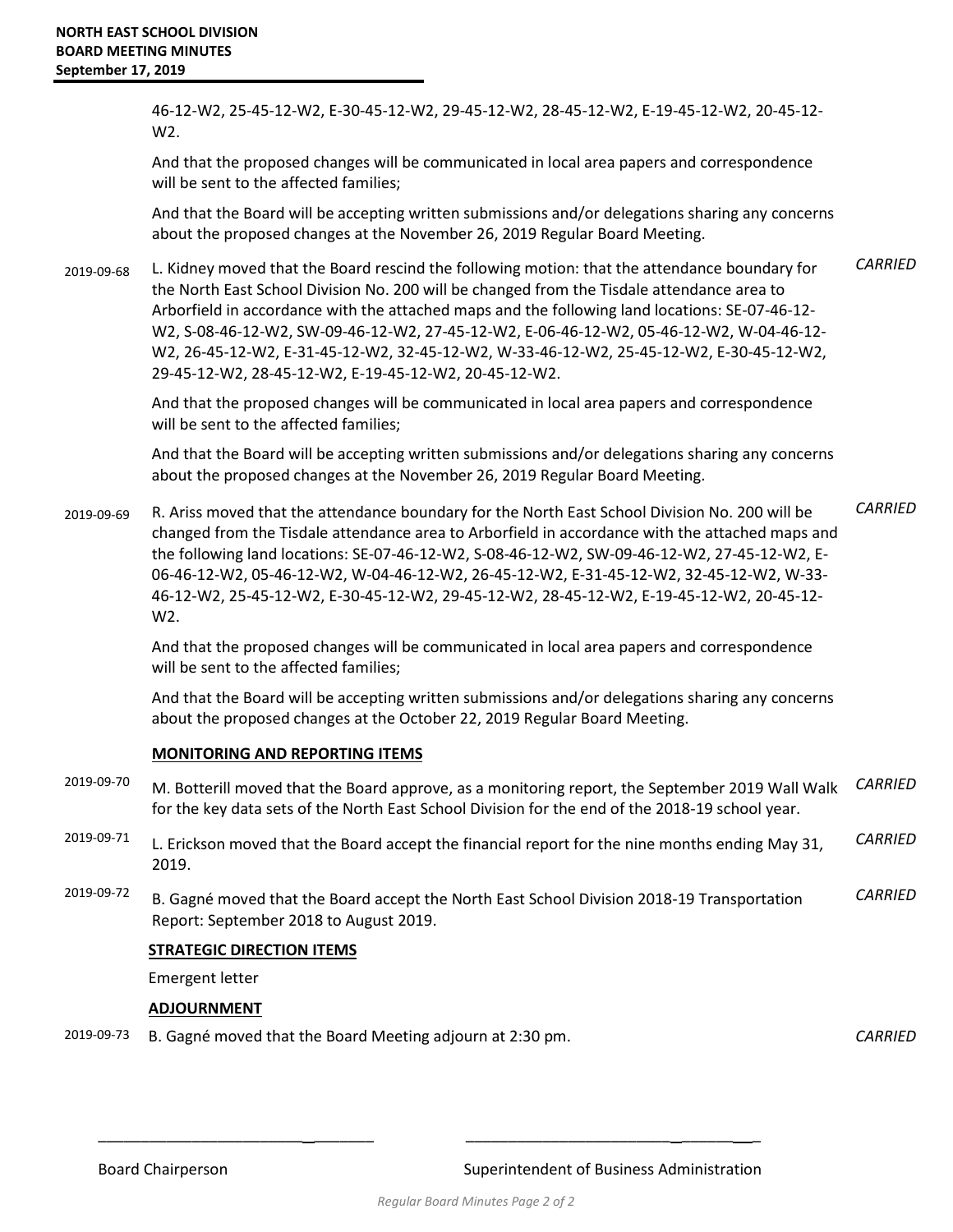46-12-W2, 25-45-12-W2, E-30-45-12-W2, 29-45-12-W2, 28-45-12-W2, E-19-45-12-W2, 20-45-12-W2.

And that the proposed changes will be communicated in local area papers and correspondence will be sent to the affected families;

And that the Board will be accepting written submissions and/or delegations sharing any concerns about the proposed changes at the November 26, 2019 Regular Board Meeting.

2019-09-68 L. Kidney moved that the Board rescind the following motion: that the attendance boundary for the North East School Division No. 200 will be changed from the Tisdale attendance area to Arborfield in accordance with the attached maps and the following land locations: SE-07-46-12-W2, S-08-46-12-W2, SW-09-46-12-W2, 27-45-12-W2, E-06-46-12-W2, 05-46-12-W2, W-04-46-12-W2, 26-45-12-W2, E-31-45-12-W2, 32-45-12-W2, W-33-46-12-W2, 25-45-12-W2, E-30-45-12-W2, 29-45-12-W2, 28-45-12-W2, E-19-45-12-W2, 20-45-12-W2. *CARRIED*

And that the proposed changes will be communicated in local area papers and correspondence will be sent to the affected families;

And that the Board will be accepting written submissions and/or delegations sharing any concerns about the proposed changes at the November 26, 2019 Regular Board Meeting.

2019-09-69 R. Ariss moved that the attendance boundary for the North East School Division No. 200 will be changed from the Tisdale attendance area to Arborfield in accordance with the attached maps and the following land locations: SE-07-46-12-W2, S-08-46-12-W2, SW-09-46-12-W2, 27-45-12-W2, E-06-46-12-W2, 05-46-12-W2, W-04-46-12-W2, 26-45-12-W2, E-31-45-12-W2, 32-45-12-W2, W-33-46-12-W2, 25-45-12-W2, E-30-45-12-W2, 29-45-12-W2, 28-45-12-W2, E-19-45-12-W2, 20-45-12-W2. *CARRIED*

And that the proposed changes will be communicated in local area papers and correspondence will be sent to the affected families;

And that the Board will be accepting written submissions and/or delegations sharing any concerns about the proposed changes at the October 22, 2019 Regular Board Meeting.

## MONITORING AND REPORTING ITEMS

2019-09-70 M. Botterill moved that the Board approve, as a monitoring report, the September 2019 Wall Walk for the key data sets of the North East School Division for the end of the 2018-19 school year. *CARRIED*

2019-09-71 L. Erickson moved that the Board accept the financial report for the nine months ending May 31, 2019. *CARRIED*

2019-09-72 B. Gagné moved that the Board accept the North East School Division 2018-19 Transportation Report: September 2018 to August 2019. *CARRIED*

## STRATEGIC DIRECTION ITEMS

Emergent letter

## ADJOURNMENT

2019-09-73 B. Gagné moved that the Board Meeting adjourn at 2:30 pm. *CARRIED*

\_\_\_\_\_\_\_\_\_\_\_\_\_\_\_\_\_\_\_\_\_\_\_\_\_\_\_\_\_\_ \_\_\_\_\_\_\_\_\_\_\_\_\_\_\_\_\_\_\_\_\_\_\_\_\_\_\_\_\_\_

Board Chairperson Superintendent of Business Administration